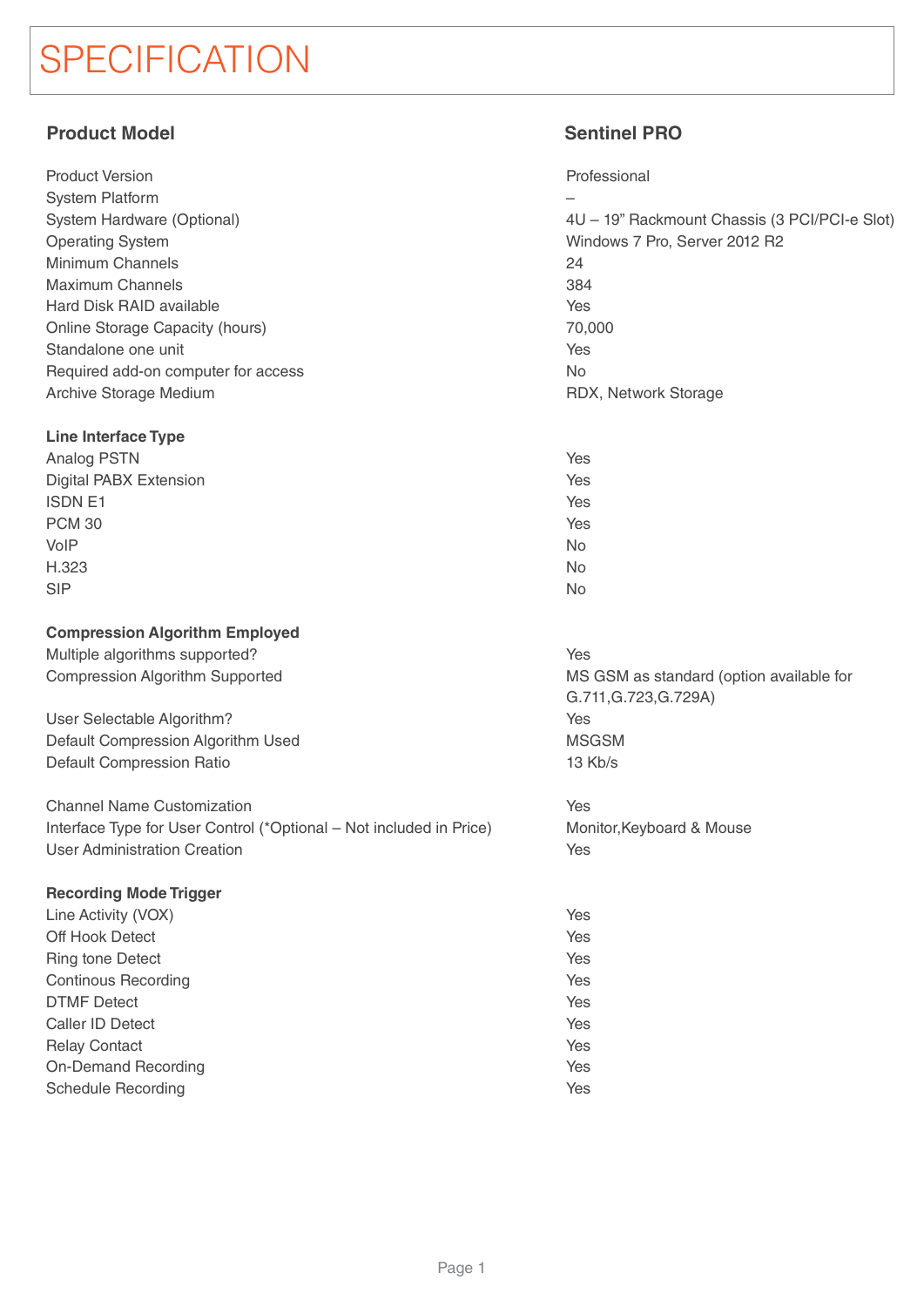# SPECIFICATION

| **Product Model** | **Sentinel PRO** |
|---|---|
| Product Version | Professional |
| System Platform | – |
| System Hardware (Optional) | 4U – 19" Rackmount Chassis (3 PCI/PCI-e Slot) |
| Operating System | Windows 7 Pro, Server 2012 R2 |
| Minimum Channels | 24 |
| Maximum Channels | 384 |
| Hard Disk RAID available | Yes |
| Online Storage Capacity (hours) | 70,000 |
| Standalone one unit | Yes |
| Required add-on computer for access | No |
| Archive Storage Medium | RDX, Network Storage |
| **Line Interface Type** | |
| Analog PSTN | Yes |
| Digital PABX Extension | Yes |
| ISDN E1 | Yes |
| PCM 30 | Yes |
| VoIP | No |
| H.323 | No |
| SIP | No |
| **Compression Algorithm Employed** | |
| Multiple algorithms supported? | Yes |
| Compression Algorithm Supported | MS GSM as standard (option available for G.711,G.723,G.729A) |
| User Selectable Algorithm? | Yes |
| Default Compression Algorithm Used | MSGSM |
| Default Compression Ratio | 13 Kb/s |
| Channel Name Customization | Yes |
| Interface Type for User Control (*Optional – Not included in Price) | Monitor,Keyboard & Mouse |
| User Administration Creation | Yes |
| **Recording Mode Trigger** | |
| Line Activity (VOX) | Yes |
| Off Hook Detect | Yes |
| Ring tone Detect | Yes |
| Continous Recording | Yes |
| DTMF Detect | Yes |
| Caller ID Detect | Yes |
| Relay Contact | Yes |
| On-Demand Recording | Yes |
| Schedule Recording | Yes |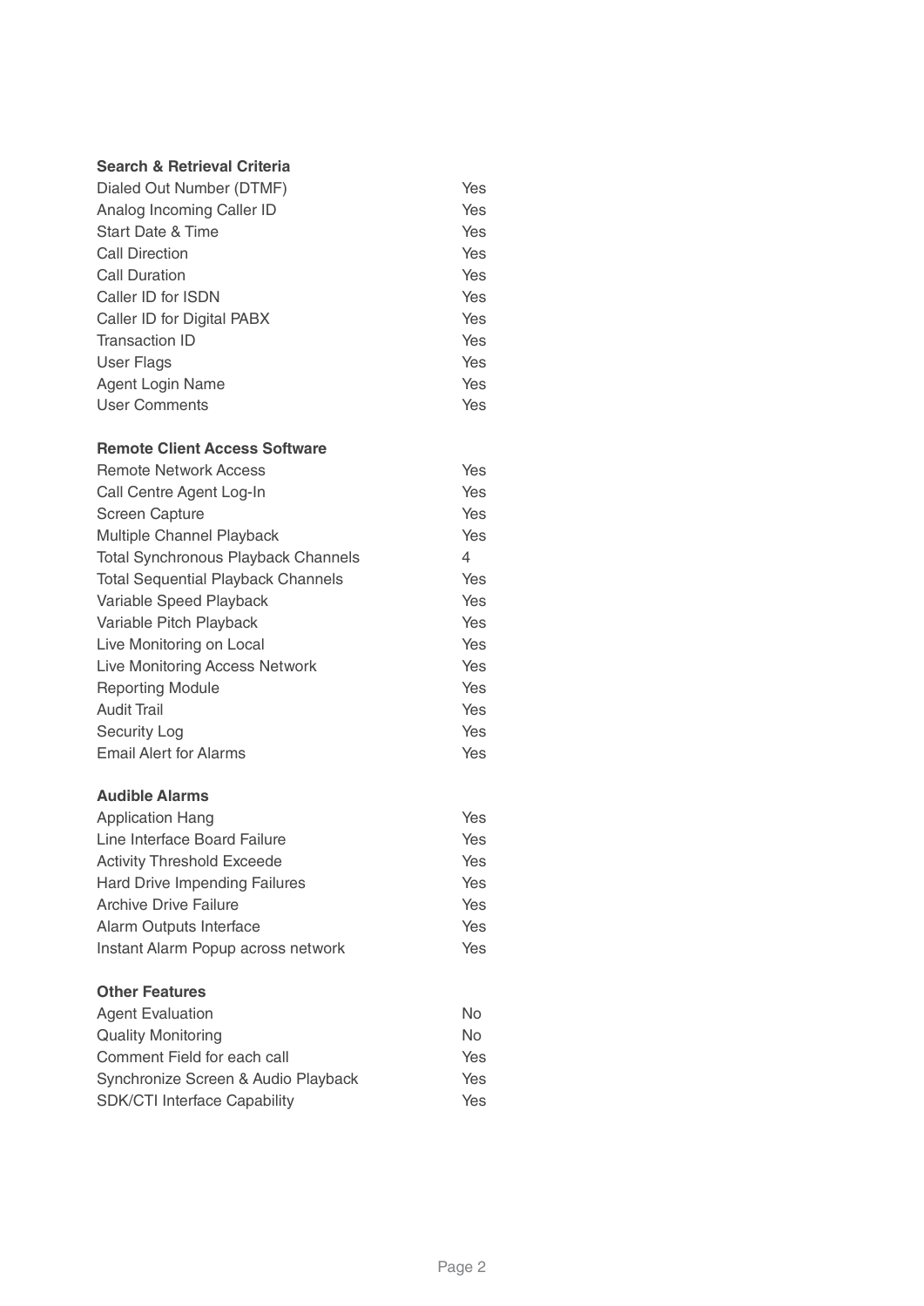| **Search & Retrieval Criteria** | |
|---|---|
| Dialed Out Number (DTMF) | Yes |
| Analog Incoming Caller ID | Yes |
| Start Date & Time | Yes |
| Call Direction | Yes |
| Call Duration | Yes |
| Caller ID for ISDN | Yes |
| Caller ID for Digital PABX | Yes |
| Transaction ID | Yes |
| User Flags | Yes |
| Agent Login Name | Yes |
| User Comments | Yes |

| **Remote Client Access Software** | |
|---|---|
| Remote Network Access | Yes |
| Call Centre Agent Log-In | Yes |
| Screen Capture | Yes |
| Multiple Channel Playback | Yes |
| Total Synchronous Playback Channels | 4 |
| Total Sequential Playback Channels | Yes |
| Variable Speed Playback | Yes |
| Variable Pitch Playback | Yes |
| Live Monitoring on Local | Yes |
| Live Monitoring Access Network | Yes |
| Reporting Module | Yes |
| Audit Trail | Yes |
| Security Log | Yes |
| Email Alert for Alarms | Yes |

| **Audible Alarms** | |
|---|---|
| Application Hang | Yes |
| Line Interface Board Failure | Yes |
| Activity Threshold Exceede | Yes |
| Hard Drive Impending Failures | Yes |
| Archive Drive Failure | Yes |
| Alarm Outputs Interface | Yes |
| Instant Alarm Popup across network | Yes |

| **Other Features** | |
|---|---|
| Agent Evaluation | No |
| Quality Monitoring | No |
| Comment Field for each call | Yes |
| Synchronize Screen & Audio Playback | Yes |
| SDK/CTI Interface Capability | Yes |